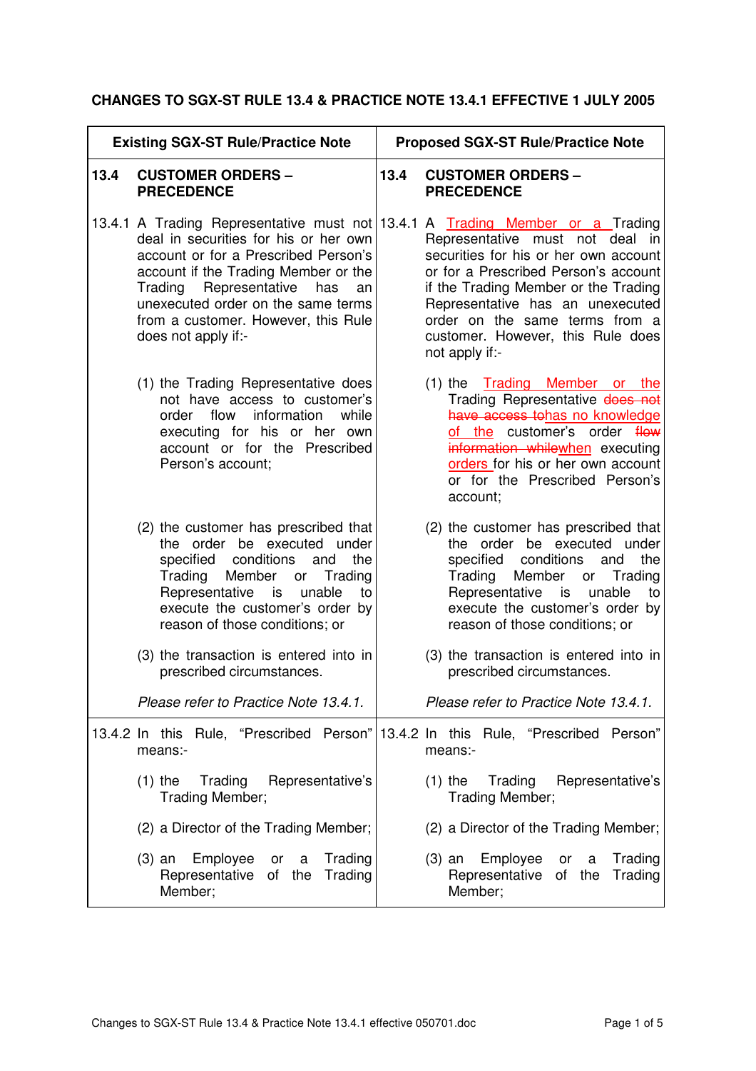# CHANGES TO SGX-ST RULE 13.4 & PRACTICE NOTE 13.4.1 EFFECTIVE 1 JULY 2005

| Existing SGX-ST Rule/Practice Note | Proposed SGX-ST Rule/Practice Note |
| --- | --- |
| **13.4 CUSTOMER ORDERS – PRECEDENCE** | **13.4 CUSTOMER ORDERS – PRECEDENCE** |
| 13.4.1 A Trading Representative must not deal in securities for his or her own account or for a Prescribed Person's account if the Trading Member or the Trading Representative has an unexecuted order on the same terms from a customer. However, this Rule does not apply if:- | 13.4.1 A <u>Trading Member or a</u> Trading Representative must not deal in securities for his or her own account or for a Prescribed Person's account if the Trading Member or the Trading Representative has an unexecuted order on the same terms from a customer. However, this Rule does not apply if:- |
| (1) the Trading Representative does not have access to customer's order flow information while executing for his or her own account or for the Prescribed Person's account; | (1) the <u>Trading Member or the</u> Trading Representative ~~does not have access to~~<u>has no knowledge of the</u> customer's order ~~flow information while~~<u>when</u> executing <u>orders</u> for his or her own account or for the Prescribed Person's account; |
| (2) the customer has prescribed that the order be executed under specified conditions and the Trading Member or Trading Representative is unable to execute the customer's order by reason of those conditions; or | (2) the customer has prescribed that the order be executed under specified conditions and the Trading Member or Trading Representative is unable to execute the customer's order by reason of those conditions; or |
| (3) the transaction is entered into in prescribed circumstances. | (3) the transaction is entered into in prescribed circumstances. |
| *Please refer to Practice Note 13.4.1.* | *Please refer to Practice Note 13.4.1.* |
| 13.4.2 In this Rule, "Prescribed Person" means:- | 13.4.2 In this Rule, "Prescribed Person" means:- |
| (1) the Trading Representative's Trading Member; | (1) the Trading Representative's Trading Member; |
| (2) a Director of the Trading Member; | (2) a Director of the Trading Member; |
| (3) an Employee or a Trading Representative of the Trading Member; | (3) an Employee or a Trading Representative of the Trading Member; |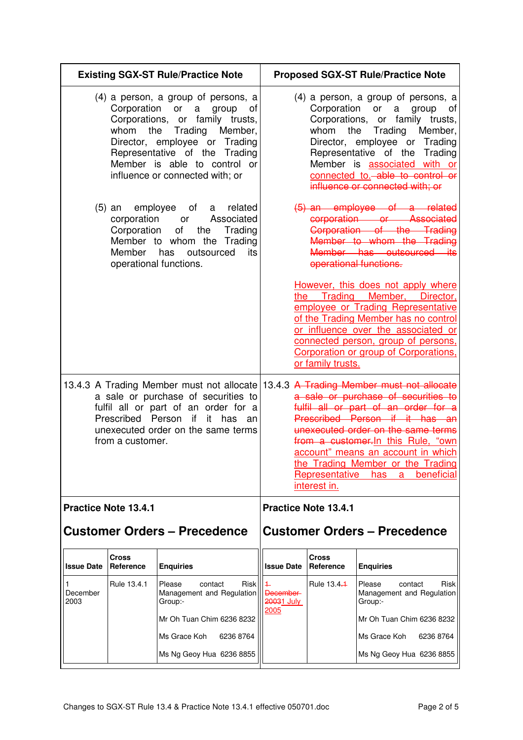| Existing SGX-ST Rule/Practice Note | Proposed SGX-ST Rule/Practice Note |
|---|---|
| (4) a person, a group of persons, a Corporation or a group of Corporations, or family trusts, whom the Trading Member, Director, employee or Trading Representative of the Trading Member is able to control or influence or connected with; or | (4) a person, a group of persons, a Corporation or a group of Corporations, or family trusts, whom the Trading Member, Director, employee or Trading Representative of the Trading Member is associated with or connected to. ~~able to control or influence or connected with; or~~ |
| (5) an employee of a related corporation or Associated Corporation of the Trading Member to whom the Trading Member has outsourced its operational functions. | ~~(5) an employee of a related corporation or Associated Corporation of the Trading Member to whom the Trading Member has outsourced its operational functions.~~<br><br>However, this does not apply where the Trading Member, Director, employee or Trading Representative of the Trading Member has no control or influence over the associated or connected person, group of persons, Corporation or group of Corporations, or family trusts. |
| 13.4.3 A Trading Member must not allocate a sale or purchase of securities to fulfil all or part of an order for a Prescribed Person if it has an unexecuted order on the same terms from a customer. | 13.4.3 ~~A Trading Member must not allocate a sale or purchase of securities to fulfil all or part of an order for a Prescribed Person if it has an unexecuted order on the same terms from a customer.~~In this Rule, "own account" means an account in which the Trading Member or the Trading Representative has a beneficial interest in. |

**Existing:**

### Practice Note 13.4.1

## Customer Orders – Precedence

| Issue Date | Cross Reference | Enquiries |
|---|---|---|
| 1 December 2003 | Rule 13.4.1 | Please contact Risk Management and Regulation Group:-<br><br>Mr Oh Tuan Chim 6236 8232<br><br>Ms Grace Koh 6236 8764<br><br>Ms Ng Geoy Hua 6236 8855 |

**Proposed:**

### Practice Note 13.4.1

## Customer Orders – Precedence

| Issue Date | Cross Reference | Enquiries |
|---|---|---|
| ~~1 December 2003~~1 July 2005 | Rule 13.4.~~1~~ | Please contact Risk Management and Regulation Group:-<br><br>Mr Oh Tuan Chim 6236 8232<br><br>Ms Grace Koh 6236 8764<br><br>Ms Ng Geoy Hua 6236 8855 |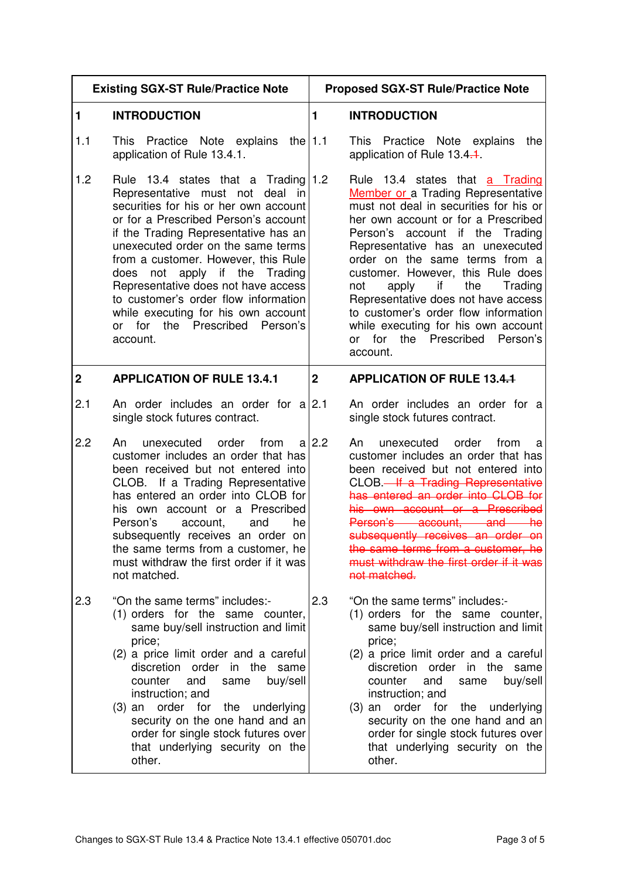| Existing SGX-ST Rule/Practice Note | | Proposed SGX-ST Rule/Practice Note | |
|---|---|---|---|
| **1** | **INTRODUCTION** | **1** | **INTRODUCTION** |
| 1.1 | This Practice Note explains the application of Rule 13.4.1. | 1.1 | This Practice Note explains the application of Rule 13.4~~.1~~. |
| 1.2 | Rule 13.4 states that a Trading Representative must not deal in securities for his or her own account or for a Prescribed Person's account if the Trading Representative has an unexecuted order on the same terms from a customer. However, this Rule does not apply if the Trading Representative does not have access to customer's order flow information while executing for his own account or for the Prescribed Person's account. | 1.2 | Rule 13.4 states that <u>a Trading Member or</u> a Trading Representative must not deal in securities for his or her own account or for a Prescribed Person's account if the Trading Representative has an unexecuted order on the same terms from a customer. However, this Rule does not apply if the Trading Representative does not have access to customer's order flow information while executing for his own account or for the Prescribed Person's account. |
| **2** | **APPLICATION OF RULE 13.4.1** | **2** | **APPLICATION OF RULE 13.4~~.1~~** |
| 2.1 | An order includes an order for a single stock futures contract. | 2.1 | An order includes an order for a single stock futures contract. |
| 2.2 | An unexecuted order from a customer includes an order that has been received but not entered into CLOB. If a Trading Representative has entered an order into CLOB for his own account or a Prescribed Person's account, and he subsequently receives an order on the same terms from a customer, he must withdraw the first order if it was not matched. | 2.2 | An unexecuted order from a customer includes an order that has been received but not entered into CLOB. ~~If a Trading Representative has entered an order into CLOB for his own account or a Prescribed Person's account, and he subsequently receives an order on the same terms from a customer, he must withdraw the first order if it was not matched.~~ |
| 2.3 | "On the same terms" includes:-<br>(1) orders for the same counter, same buy/sell instruction and limit price;<br>(2) a price limit order and a careful discretion order in the same counter and same buy/sell instruction; and<br>(3) an order for the underlying security on the one hand and an order for single stock futures over that underlying security on the other. | 2.3 | "On the same terms" includes:-<br>(1) orders for the same counter, same buy/sell instruction and limit price;<br>(2) a price limit order and a careful discretion order in the same counter and same buy/sell instruction; and<br>(3) an order for the underlying security on the one hand and an order for single stock futures over that underlying security on the other. |

Changes to SGX-ST Rule 13.4 & Practice Note 13.4.1 effective 050701.doc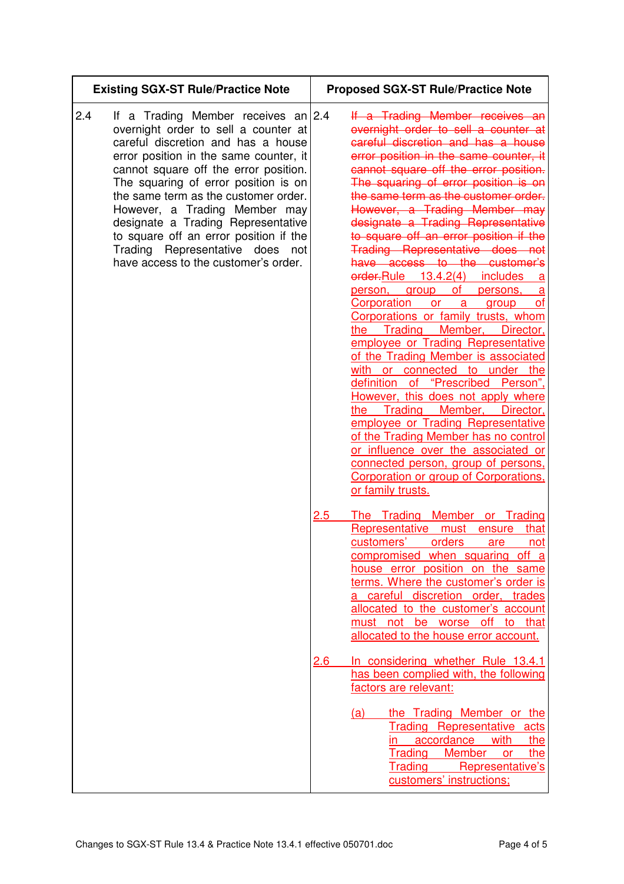| Existing SGX-ST Rule/Practice Note | Proposed SGX-ST Rule/Practice Note |
|---|---|
| 2.4 If a Trading Member receives an overnight order to sell a counter at careful discretion and has a house error position in the same counter, it cannot square off the error position. The squaring of error position is on the same term as the customer order. However, a Trading Member may designate a Trading Representative to square off an error position if the Trading Representative does not have access to the customer's order. | 2.4 ~~If a Trading Member receives an overnight order to sell a counter at careful discretion and has a house error position in the same counter, it cannot square off the error position. The squaring of error position is on the same term as the customer order. However, a Trading Member may designate a Trading Representative to square off an error position if the Trading Representative does not have access to the customer's order.~~<ins>Rule 13.4.2(4) includes a person, group of persons, a Corporation or a group of Corporations or family trusts, whom the Trading Member, Director, employee or Trading Representative of the Trading Member is associated with or connected to under the definition of "Prescribed Person", However, this does not apply where the Trading Member, Director, employee or Trading Representative of the Trading Member has no control or influence over the associated or connected person, group of persons, Corporation or group of Corporations, or family trusts.</ins><br><br><ins>2.5 The Trading Member or Trading Representative must ensure that customers' orders are not compromised when squaring off a house error position on the same terms. Where the customer's order is a careful discretion order, trades allocated to the customer's account must not be worse off to that allocated to the house error account.</ins><br><br><ins>2.6 In considering whether Rule 13.4.1 has been complied with, the following factors are relevant:</ins><br><br><ins>(a) the Trading Member or the Trading Representative acts in accordance with the Trading Member or the Trading Representative's customers' instructions;</ins> |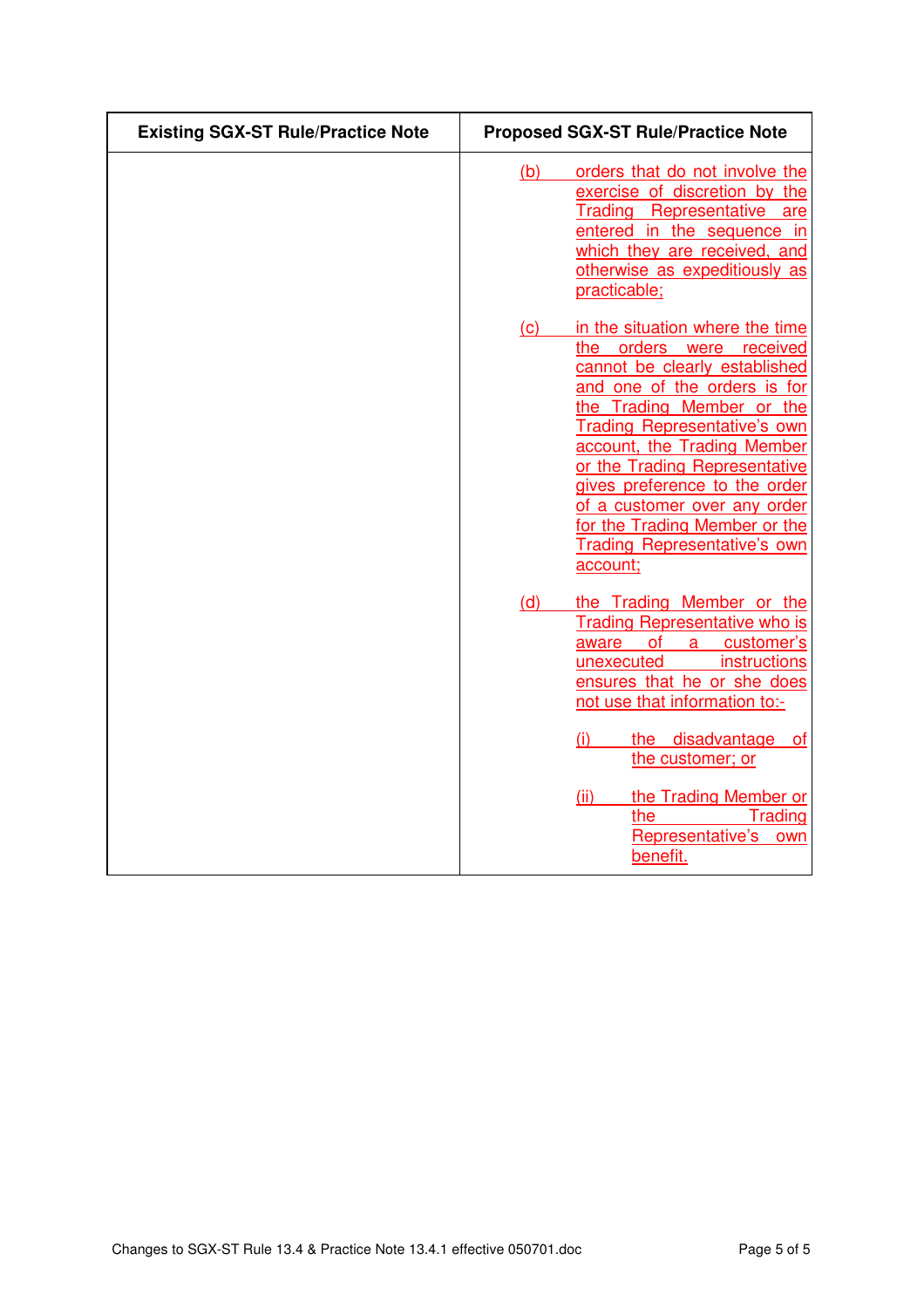| Existing SGX-ST Rule/Practice Note | Proposed SGX-ST Rule/Practice Note |
| --- | --- |
| | (b) orders that do not involve the exercise of discretion by the Trading Representative are entered in the sequence in which they are received, and otherwise as expeditiously as practicable;<br><br>(c) in the situation where the time the orders were received cannot be clearly established and one of the orders is for the Trading Member or the Trading Representative's own account, the Trading Member or the Trading Representative gives preference to the order of a customer over any order for the Trading Member or the Trading Representative's own account;<br><br>(d) the Trading Member or the Trading Representative who is aware of a customer's unexecuted instructions ensures that he or she does not use that information to:-<br><br>(i) the disadvantage of the customer; or<br><br>(ii) the Trading Member or the Trading Representative's own benefit. |